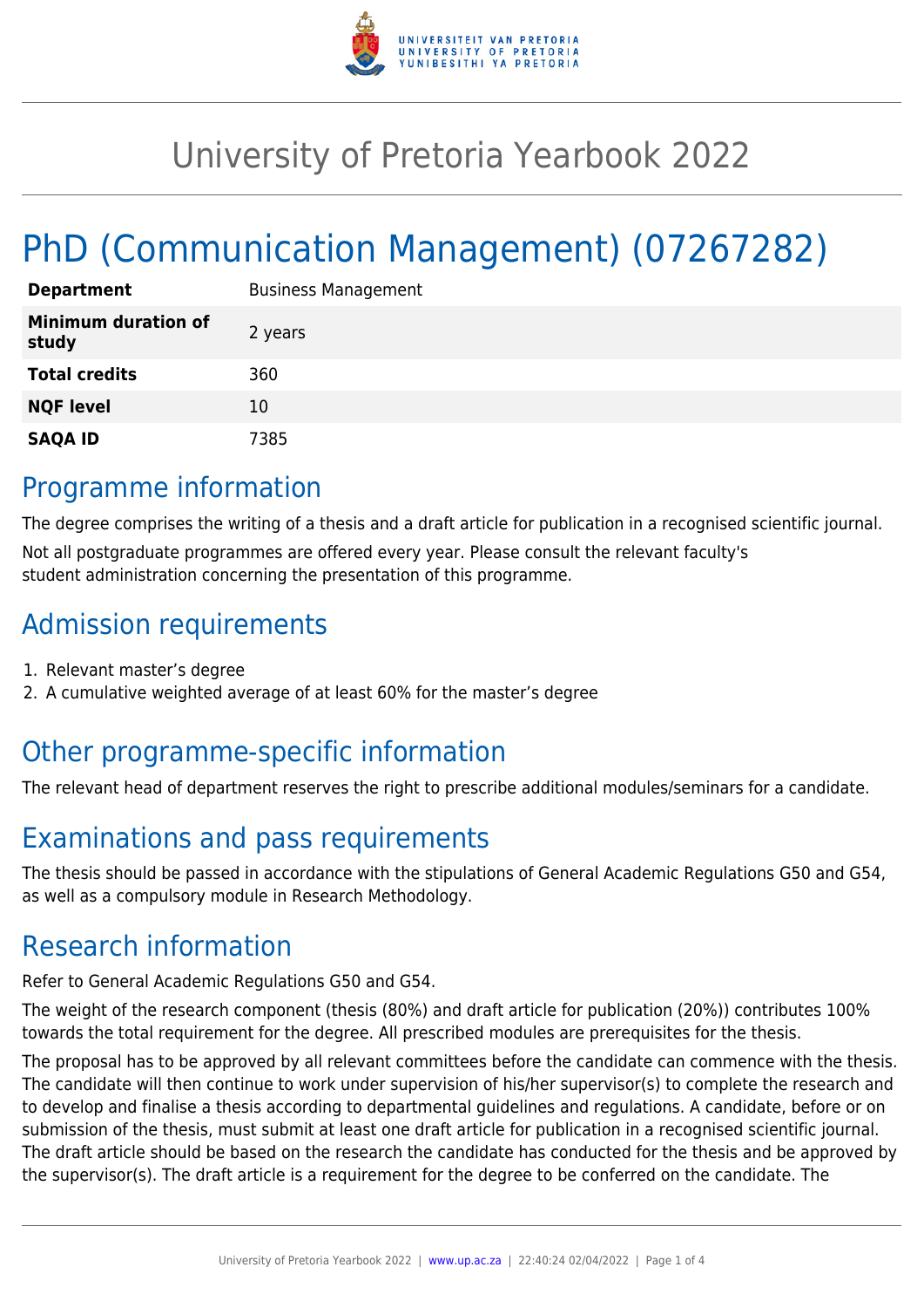# University of Pretoria Yearbook 2022

# PhD (Communication Management) (07267282)

| | |
|---|---|
| **Department** | Business Management |
| **Minimum duration of study** | 2 years |
| **Total credits** | 360 |
| **NQF level** | 10 |
| **SAQA ID** | 7385 |

## Programme information

The degree comprises the writing of a thesis and a draft article for publication in a recognised scientific journal.

Not all postgraduate programmes are offered every year. Please consult the relevant faculty's student administration concerning the presentation of this programme.

## Admission requirements

1. Relevant master's degree
2. A cumulative weighted average of at least 60% for the master's degree

## Other programme-specific information

The relevant head of department reserves the right to prescribe additional modules/seminars for a candidate.

## Examinations and pass requirements

The thesis should be passed in accordance with the stipulations of General Academic Regulations G50 and G54, as well as a compulsory module in Research Methodology.

## Research information

Refer to General Academic Regulations G50 and G54.

The weight of the research component (thesis (80%) and draft article for publication (20%)) contributes 100% towards the total requirement for the degree. All prescribed modules are prerequisites for the thesis.

The proposal has to be approved by all relevant committees before the candidate can commence with the thesis. The candidate will then continue to work under supervision of his/her supervisor(s) to complete the research and to develop and finalise a thesis according to departmental guidelines and regulations. A candidate, before or on submission of the thesis, must submit at least one draft article for publication in a recognised scientific journal. The draft article should be based on the research the candidate has conducted for the thesis and be approved by the supervisor(s). The draft article is a requirement for the degree to be conferred on the candidate. The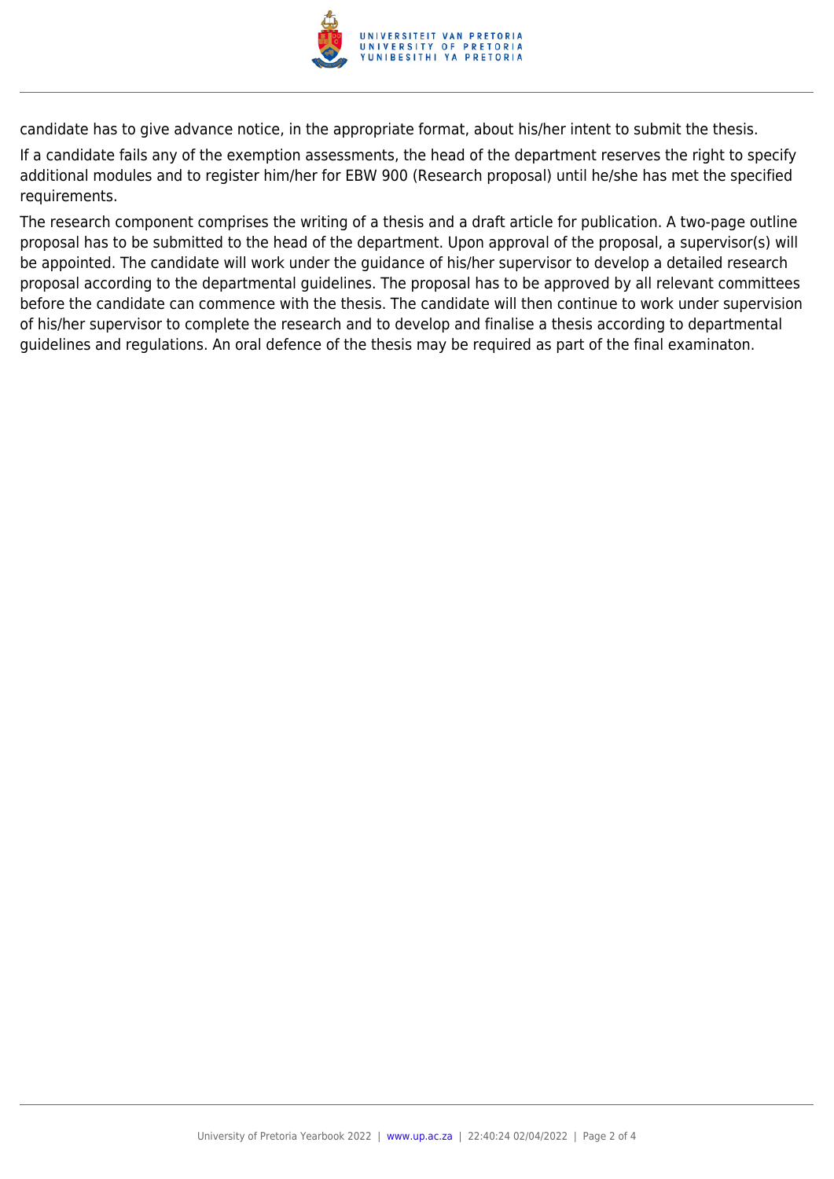candidate has to give advance notice, in the appropriate format, about his/her intent to submit the thesis.

If a candidate fails any of the exemption assessments, the head of the department reserves the right to specify additional modules and to register him/her for EBW 900 (Research proposal) until he/she has met the specified requirements.

The research component comprises the writing of a thesis and a draft article for publication. A two-page outline proposal has to be submitted to the head of the department. Upon approval of the proposal, a supervisor(s) will be appointed. The candidate will work under the guidance of his/her supervisor to develop a detailed research proposal according to the departmental guidelines. The proposal has to be approved by all relevant committees before the candidate can commence with the thesis. The candidate will then continue to work under supervision of his/her supervisor to complete the research and to develop and finalise a thesis according to departmental guidelines and regulations. An oral defence of the thesis may be required as part of the final examinaton.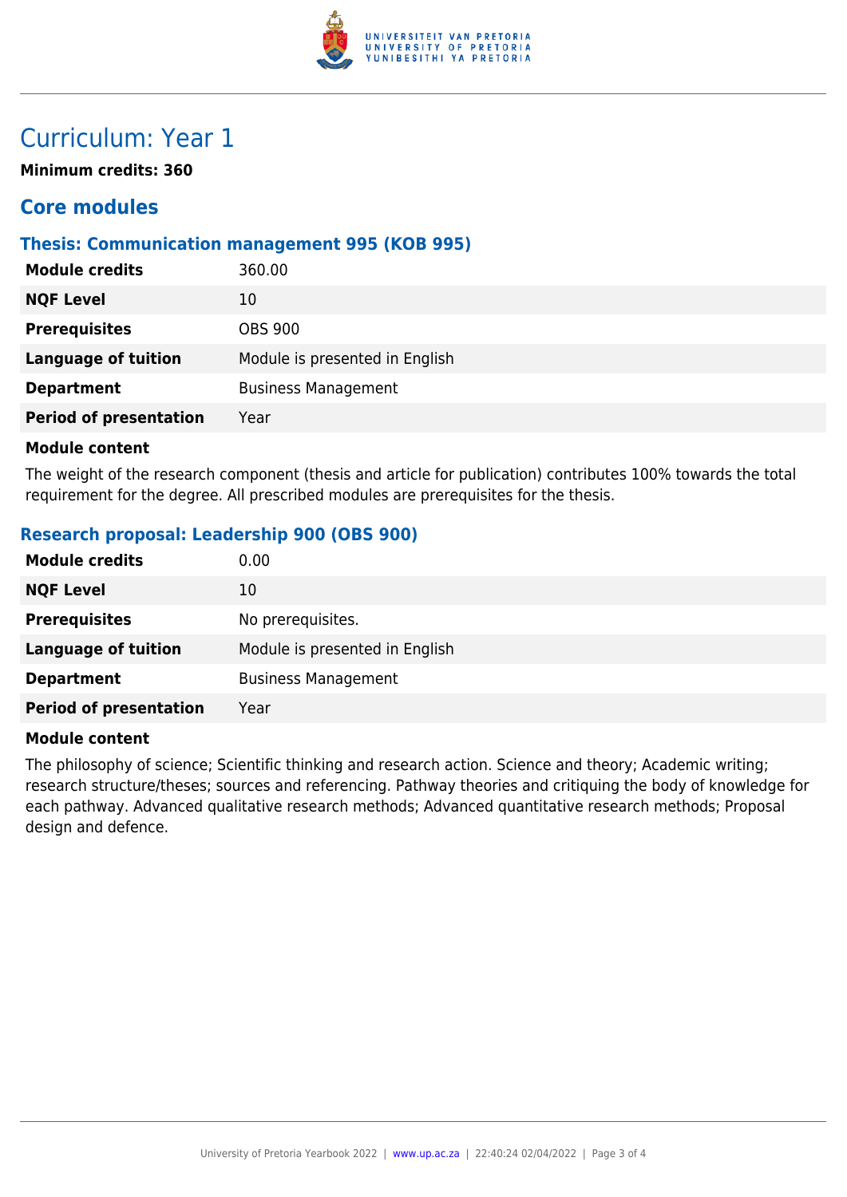# Curriculum: Year 1

**Minimum credits: 360**

## Core modules

### Thesis: Communication management 995 (KOB 995)

| | |
|---|---|
| **Module credits** | 360.00 |
| **NQF Level** | 10 |
| **Prerequisites** | OBS 900 |
| **Language of tuition** | Module is presented in English |
| **Department** | Business Management |
| **Period of presentation** | Year |

**Module content**

The weight of the research component (thesis and article for publication) contributes 100% towards the total requirement for the degree. All prescribed modules are prerequisites for the thesis.

### Research proposal: Leadership 900 (OBS 900)

| | |
|---|---|
| **Module credits** | 0.00 |
| **NQF Level** | 10 |
| **Prerequisites** | No prerequisites. |
| **Language of tuition** | Module is presented in English |
| **Department** | Business Management |
| **Period of presentation** | Year |

**Module content**

The philosophy of science; Scientific thinking and research action. Science and theory; Academic writing; research structure/theses; sources and referencing. Pathway theories and critiquing the body of knowledge for each pathway. Advanced qualitative research methods; Advanced quantitative research methods; Proposal design and defence.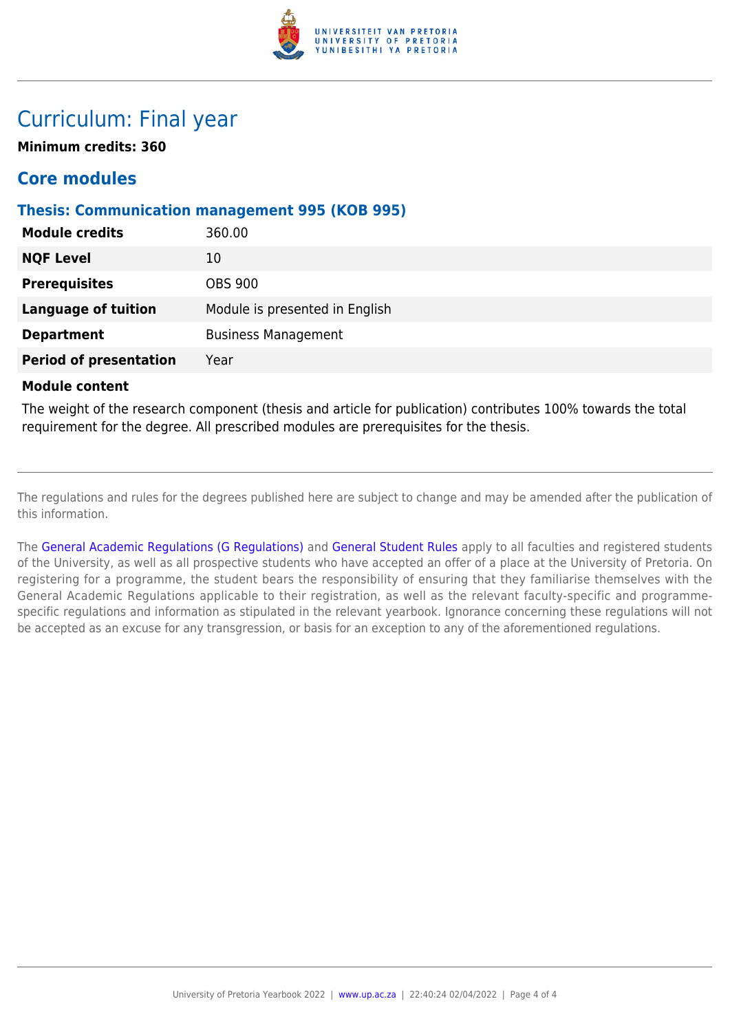# Curriculum: Final year

**Minimum credits: 360**

## Core modules

### Thesis: Communication management 995 (KOB 995)

| | |
|---|---|
| **Module credits** | 360.00 |
| **NQF Level** | 10 |
| **Prerequisites** | OBS 900 |
| **Language of tuition** | Module is presented in English |
| **Department** | Business Management |
| **Period of presentation** | Year |

**Module content**

The weight of the research component (thesis and article for publication) contributes 100% towards the total requirement for the degree. All prescribed modules are prerequisites for the thesis.

---

The regulations and rules for the degrees published here are subject to change and may be amended after the publication of this information.

The General Academic Regulations (G Regulations) and General Student Rules apply to all faculties and registered students of the University, as well as all prospective students who have accepted an offer of a place at the University of Pretoria. On registering for a programme, the student bears the responsibility of ensuring that they familiarise themselves with the General Academic Regulations applicable to their registration, as well as the relevant faculty-specific and programme-specific regulations and information as stipulated in the relevant yearbook. Ignorance concerning these regulations will not be accepted as an excuse for any transgression, or basis for an exception to any of the aforementioned regulations.